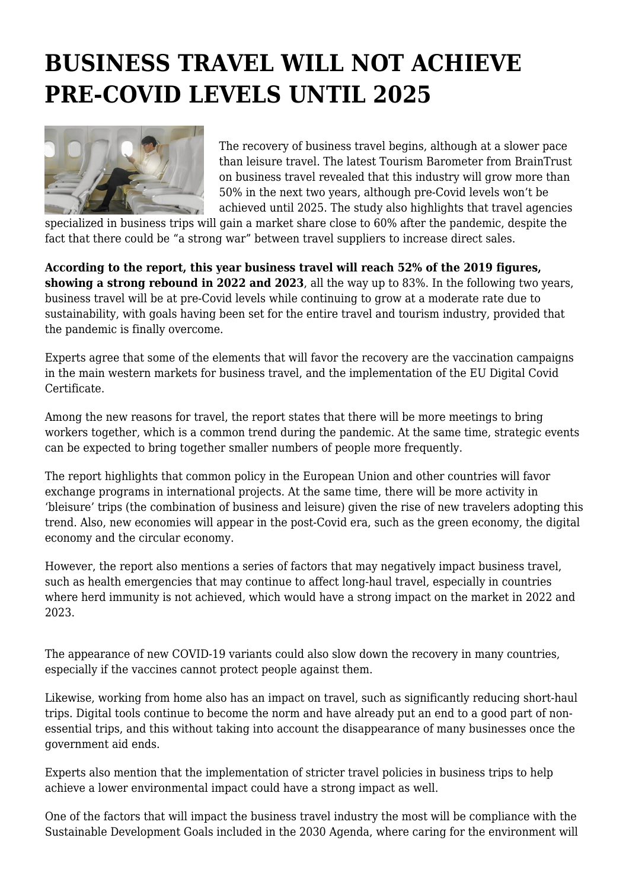# BUSINESS TRAVEL WILL NOT ACHIEVE PRE-COVID LEVELS UNTIL 2025

The recovery of business travel begins, although at a slower pace than leisure travel. The latest Tourism Barometer from BrainTrust on business travel revealed that this industry will grow more than 50% in the next two years, although pre-Covid levels won't be achieved until 2025. The study also highlights that travel agencies specialized in business trips will gain a market share close to 60% after the pandemic, despite the fact that there could be "a strong war" between travel suppliers to increase direct sales.

**According to the report, this year business travel will reach 52% of the 2019 figures, showing a strong rebound in 2022 and 2023**, all the way up to 83%. In the following two years, business travel will be at pre-Covid levels while continuing to grow at a moderate rate due to sustainability, with goals having been set for the entire travel and tourism industry, provided that the pandemic is finally overcome.

Experts agree that some of the elements that will favor the recovery are the vaccination campaigns in the main western markets for business travel, and the implementation of the EU Digital Covid Certificate.

Among the new reasons for travel, the report states that there will be more meetings to bring workers together, which is a common trend during the pandemic. At the same time, strategic events can be expected to bring together smaller numbers of people more frequently.

The report highlights that common policy in the European Union and other countries will favor exchange programs in international projects. At the same time, there will be more activity in 'bleisure' trips (the combination of business and leisure) given the rise of new travelers adopting this trend. Also, new economies will appear in the post-Covid era, such as the green economy, the digital economy and the circular economy.

However, the report also mentions a series of factors that may negatively impact business travel, such as health emergencies that may continue to affect long-haul travel, especially in countries where herd immunity is not achieved, which would have a strong impact on the market in 2022 and 2023.

The appearance of new COVID-19 variants could also slow down the recovery in many countries, especially if the vaccines cannot protect people against them.

Likewise, working from home also has an impact on travel, such as significantly reducing short-haul trips. Digital tools continue to become the norm and have already put an end to a good part of non-essential trips, and this without taking into account the disappearance of many businesses once the government aid ends.

Experts also mention that the implementation of stricter travel policies in business trips to help achieve a lower environmental impact could have a strong impact as well.

One of the factors that will impact the business travel industry the most will be compliance with the Sustainable Development Goals included in the 2030 Agenda, where caring for the environment will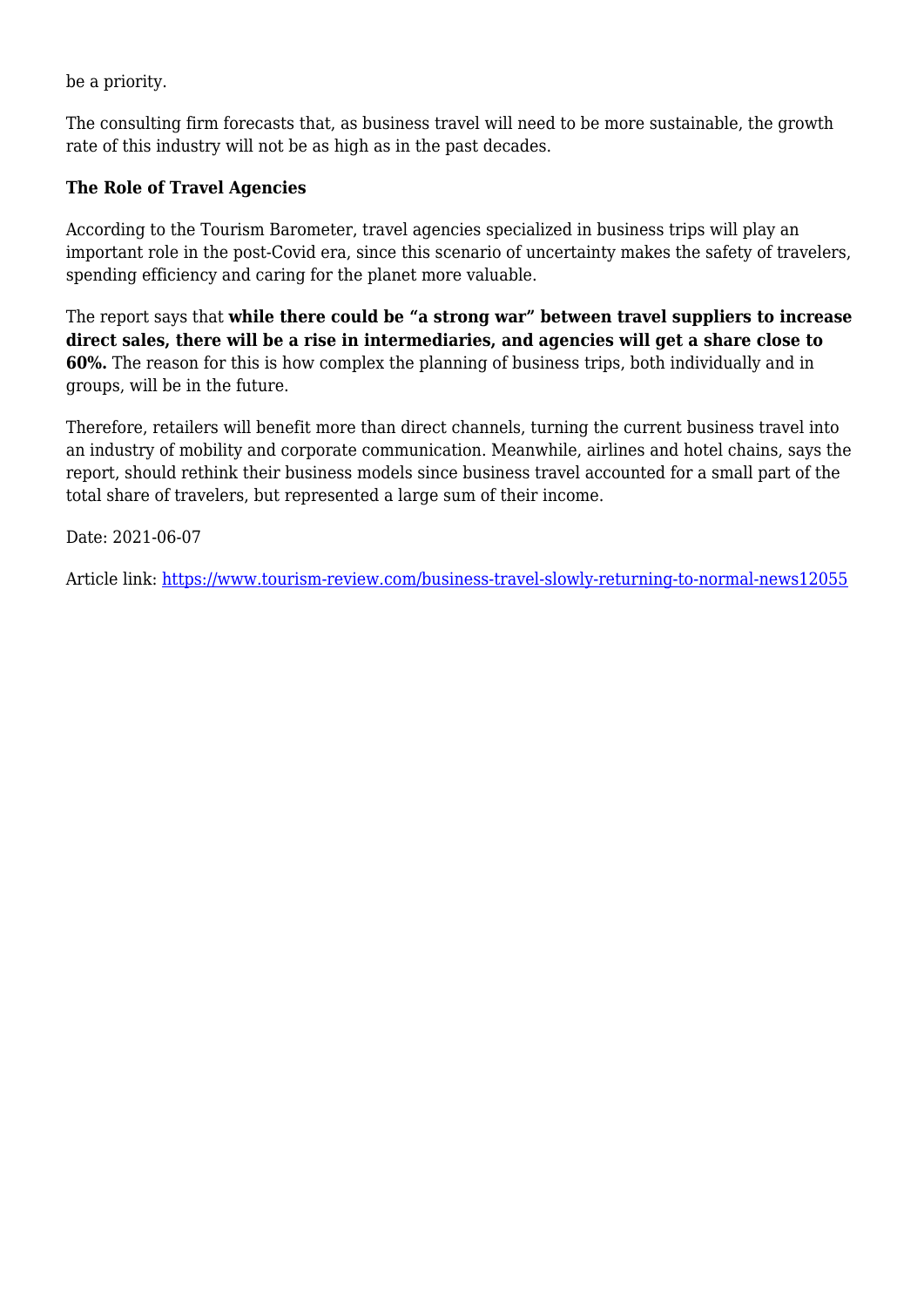be a priority.

The consulting firm forecasts that, as business travel will need to be more sustainable, the growth rate of this industry will not be as high as in the past decades.

**The Role of Travel Agencies**

According to the Tourism Barometer, travel agencies specialized in business trips will play an important role in the post-Covid era, since this scenario of uncertainty makes the safety of travelers, spending efficiency and caring for the planet more valuable.

The report says that **while there could be "a strong war" between travel suppliers to increase direct sales, there will be a rise in intermediaries, and agencies will get a share close to 60%.** The reason for this is how complex the planning of business trips, both individually and in groups, will be in the future.

Therefore, retailers will benefit more than direct channels, turning the current business travel into an industry of mobility and corporate communication. Meanwhile, airlines and hotel chains, says the report, should rethink their business models since business travel accounted for a small part of the total share of travelers, but represented a large sum of their income.

Date: 2021-06-07

Article link: [https://www.tourism-review.com/business-travel-slowly-returning-to-normal-news12055](https://www.tourism-review.com/business-travel-slowly-returning-to-normal-news12055)